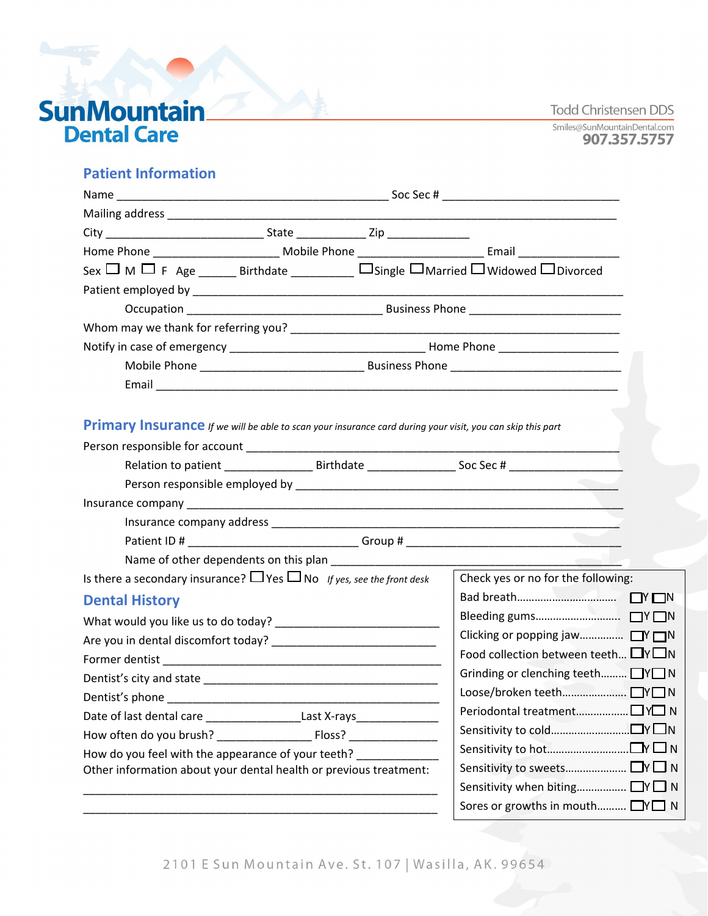# SunMountain Dental Care

Todd Christensen DDS
Smiles@SunMountainDental.com
907.357.5757

## Patient Information

Name ___________________________________________ Soc Sec # ____________________________

Mailing address ____________________________________________________________________

City _________________________ State ___________ Zip _____________

Home Phone ____________________ Mobile Phone ____________________ Email ________________

Sex ☐ M ☐ F Age ______ Birthdate __________ ☐Single ☐Married ☐Widowed ☐Divorced

Patient employed by ________________________________________________________________

Occupation ______________________________ Business Phone _________________________

Whom may we thank for referring you? ______________________________________________

Notify in case of emergency _______________________________ Home Phone __________________

Mobile Phone __________________________ Business Phone ___________________________

Email _______________________________________________________________________

## Primary Insurance *If we will be able to scan your insurance card during your visit, you can skip this part*

Person responsible for account ___________________________________________________

Relation to patient ______________ Birthdate ______________ Soc Sec # _________________

Person responsible employed by _____________________________________________

Insurance company _____________________________________________________________

Insurance company address ________________________________________________

Patient ID # __________________________ Group # ___________________________________

Name of other dependents on this plan ___________________________________________

Is there a secondary insurance? ☐ Yes ☐ No *If yes, see the front desk*

## Dental History

What would you like us to do today? __________________________

Are you in dental discomfort today? __________________________

Former dentist _______________________________________________

Dentist's city and state ______________________________________

Dentist's phone ______________________________________________

Date of last dental care _______________Last X-rays_____________

How often do you brush? _______________ Floss? _______________

How do you feel with the appearance of your teeth? _____________

Other information about your dental health or previous treatment:

__________________________________________________________

__________________________________________________________

Check yes or no for the following:

| | |
|---|---|
| Bad breath | ☐Y ☐N |
| Bleeding gums | ☐Y ☐N |
| Clicking or popping jaw | ☐Y ☐N |
| Food collection between teeth | ☐Y ☐N |
| Grinding or clenching teeth | ☐Y ☐N |
| Loose/broken teeth | ☐Y ☐N |
| Periodontal treatment | ☐Y ☐N |
| Sensitivity to cold | ☐Y ☐N |
| Sensitivity to hot | ☐Y ☐N |
| Sensitivity to sweets | ☐Y ☐N |
| Sensitivity when biting | ☐Y ☐N |
| Sores or growths in mouth | ☐Y ☐N |

2101 E Sun Mountain Ave. St. 107 | Wasilla, AK. 99654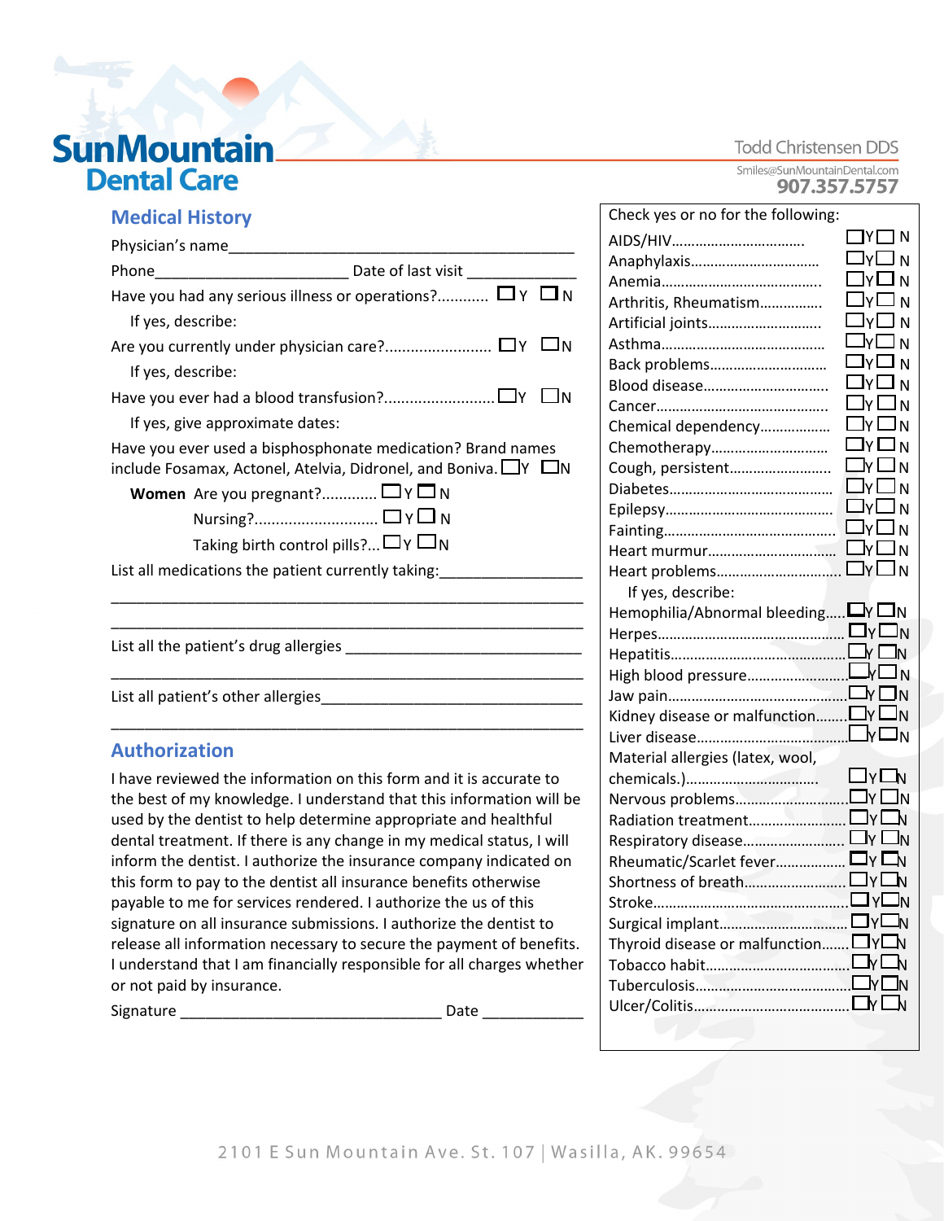# SunMountain Dental Care

Todd Christensen DDS
Smiles@SunMountainDental.com
907.357.5757

## Medical History

Physician's name_____________________________________________

Phone________________________ Date of last visit ______________

Have you had any serious illness or operations?............ ☐ Y ☐ N

If yes, describe:

Are you currently under physician care?......................... ☐ Y ☐ N

If yes, describe:

Have you ever had a blood transfusion?.......................... ☐ Y ☐ N

If yes, give approximate dates:

Have you ever used a bisphosphonate medication? Brand names include Fosamax, Actonel, Atelvia, Didronel, and Boniva. ☐ Y ☐ N

**Women** Are you pregnant?............. ☐ Y ☐ N

Nursing?............................ ☐ Y ☐ N

Taking birth control pills?... ☐ Y ☐ N

List all medications the patient currently taking:_________________

_____________________________________________________________

_____________________________________________________________

List all the patient's drug allergies _____________________________

_____________________________________________________________

List all patient's other allergies________________________________

_____________________________________________________________

## Authorization

I have reviewed the information on this form and it is accurate to the best of my knowledge. I understand that this information will be used by the dentist to help determine appropriate and healthful dental treatment. If there is any change in my medical status, I will inform the dentist. I authorize the insurance company indicated on this form to pay to the dentist all insurance benefits otherwise payable to me for services rendered. I authorize the us of this signature on all insurance submissions. I authorize the dentist to release all information necessary to secure the payment of benefits. I understand that I am financially responsible for all charges whether or not paid by insurance.

Signature ________________________________ Date ____________

Check yes or no for the following:

- AIDS/HIV................................. ☐ Y ☐ N
- Anaphylaxis............................... ☐ Y ☐ N
- Anemia........................................ ☐ Y ☐ N
- Arthritis, Rheumatism................ ☐ Y ☐ N
- Artificial joints............................ ☐ Y ☐ N
- Asthma......................................... ☐ Y ☐ N
- Back problems............................. ☐ Y ☐ N
- Blood disease............................... ☐ Y ☐ N
- Cancer........................................... ☐ Y ☐ N
- Chemical dependency.................. ☐ Y ☐ N
- Chemotherapy............................. ☐ Y ☐ N
- Cough, persistent......................... ☐ Y ☐ N
- Diabetes........................................ ☐ Y ☐ N
- Epilepsy......................................... ☐ Y ☐ N
- Fainting.......................................... ☐ Y ☐ N
- Heart murmur................................ ☐ Y ☐ N
- Heart problems.............................. ☐ Y ☐ N
  - If yes, describe:
- Hemophilia/Abnormal bleeding..... ☐ Y ☐ N
- Herpes............................................ ☐ Y ☐ N
- Hepatitis......................................... ☐ Y ☐ N
- High blood pressure........................ ☐ Y ☐ N
- Jaw pain........................................... ☐ Y ☐ N
- Kidney disease or malfunction........ ☐ Y ☐ N
- Liver disease..................................... ☐ Y ☐ N
- Material allergies (latex, wool, chemicals.)................................ ☐ Y ☐ N
- Nervous problems............................ ☐ Y ☐ N
- Radiation treatment......................... ☐ Y ☐ N
- Respiratory disease.......................... ☐ Y ☐ N
- Rheumatic/Scarlet fever.................. ☐ Y ☐ N
- Shortness of breath.......................... ☐ Y ☐ N
- Stroke................................................ ☐ Y ☐ N
- Surgical implant................................ ☐ Y ☐ N
- Thyroid disease or malfunction....... ☐ Y ☐ N
- Tobacco habit.................................... ☐ Y ☐ N
- Tuberculosis...................................... ☐ Y ☐ N
- Ulcer/Colitis....................................... ☐ Y ☐ N

2101 E Sun Mountain Ave. St. 107 | Wasilla, AK. 99654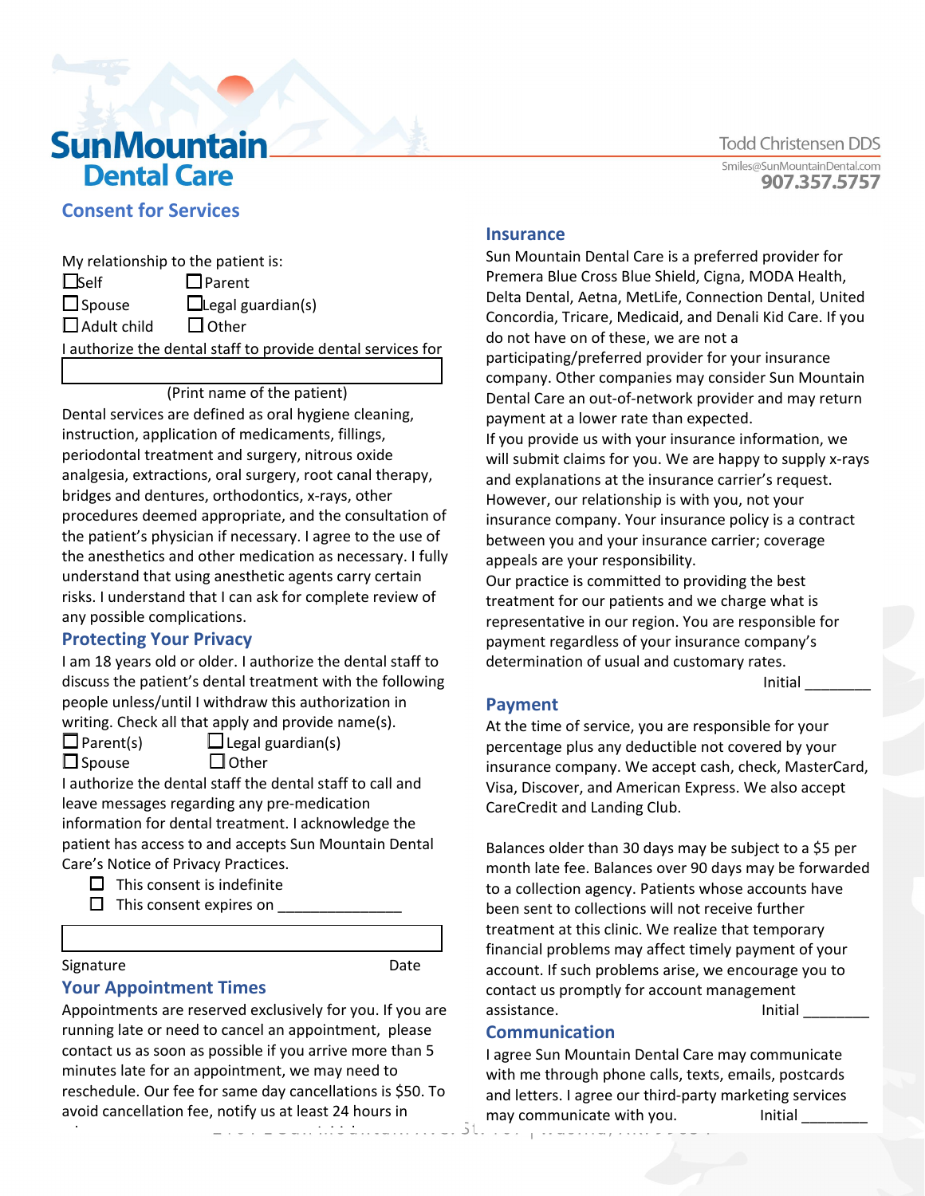# SunMountain Dental Care

Todd Christensen DDS
Smiles@SunMountainDental.com
907.357.5757

## Consent for Services

My relationship to the patient is:

☐ Self ☐ Parent
☐ Spouse ☐ Legal guardian(s)
☐ Adult child ☐ Other

I authorize the dental staff to provide dental services for

(Print name of the patient)

Dental services are defined as oral hygiene cleaning, instruction, application of medicaments, fillings, periodontal treatment and surgery, nitrous oxide analgesia, extractions, oral surgery, root canal therapy, bridges and dentures, orthodontics, x-rays, other procedures deemed appropriate, and the consultation of the patient's physician if necessary. I agree to the use of the anesthetics and other medication as necessary. I fully understand that using anesthetic agents carry certain risks. I understand that I can ask for complete review of any possible complications.

## Protecting Your Privacy

I am 18 years old or older. I authorize the dental staff to discuss the patient's dental treatment with the following people unless/until I withdraw this authorization in writing. Check all that apply and provide name(s).

☐ Parent(s) ☐ Legal guardian(s)
☐ Spouse ☐ Other

I authorize the dental staff the dental staff to call and leave messages regarding any pre-medication information for dental treatment. I acknowledge the patient has access to and accepts Sun Mountain Dental Care's Notice of Privacy Practices.

☐ This consent is indefinite
☐ This consent expires on _______________

Signature Date

## Your Appointment Times

Appointments are reserved exclusively for you. If you are running late or need to cancel an appointment, please contact us as soon as possible if you arrive more than 5 minutes late for an appointment, we may need to reschedule. Our fee for same day cancellations is $50. To avoid cancellation fee, notify us at least 24 hours in

## Insurance

Sun Mountain Dental Care is a preferred provider for Premera Blue Cross Blue Shield, Cigna, MODA Health, Delta Dental, Aetna, MetLife, Connection Dental, United Concordia, Tricare, Medicaid, and Denali Kid Care. If you do not have on of these, we are not a participating/preferred provider for your insurance company. Other companies may consider Sun Mountain Dental Care an out-of-network provider and may return payment at a lower rate than expected.

If you provide us with your insurance information, we will submit claims for you. We are happy to supply x-rays and explanations at the insurance carrier's request. However, our relationship is with you, not your insurance company. Your insurance policy is a contract between you and your insurance carrier; coverage appeals are your responsibility.

Our practice is committed to providing the best treatment for our patients and we charge what is representative in our region. You are responsible for payment regardless of your insurance company's determination of usual and customary rates.

Initial ________

## Payment

At the time of service, you are responsible for your percentage plus any deductible not covered by your insurance company. We accept cash, check, MasterCard, Visa, Discover, and American Express. We also accept CareCredit and Landing Club.

Balances older than 30 days may be subject to a $5 per month late fee. Balances over 90 days may be forwarded to a collection agency. Patients whose accounts have been sent to collections will not receive further treatment at this clinic. We realize that temporary financial problems may affect timely payment of your account. If such problems arise, we encourage you to contact us promptly for account management assistance. Initial ________

## Communication

I agree Sun Mountain Dental Care may communicate with me through phone calls, texts, emails, postcards and letters. I agree our third-party marketing services may communicate with you. Initial ________